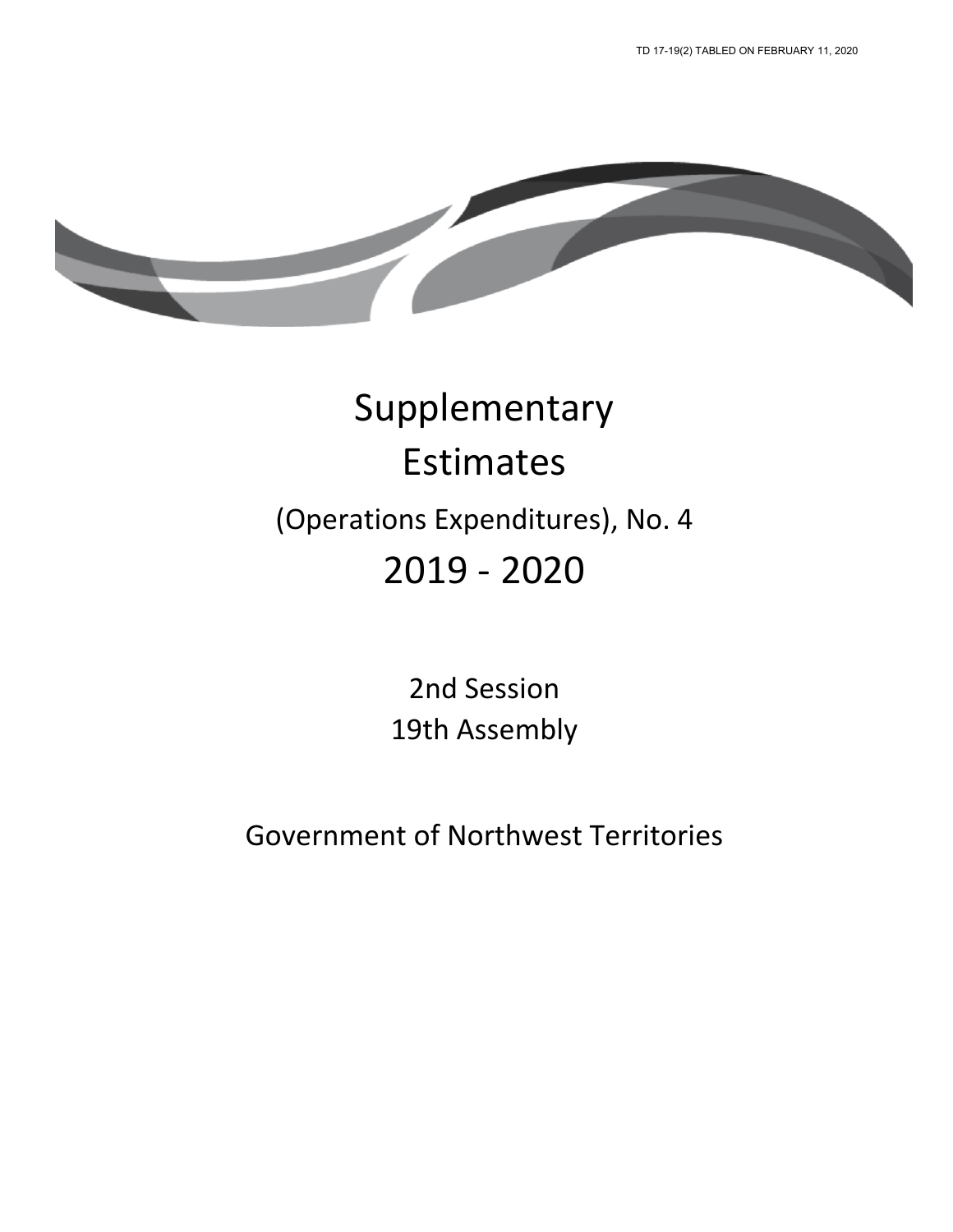TD 17-19(2) TABLED ON FEBRUARY 11, 2020

# Supplementary Estimates

## (Operations Expenditures), No. 4

# 2019 - 2020

2nd Session

19th Assembly

Government of Northwest Territories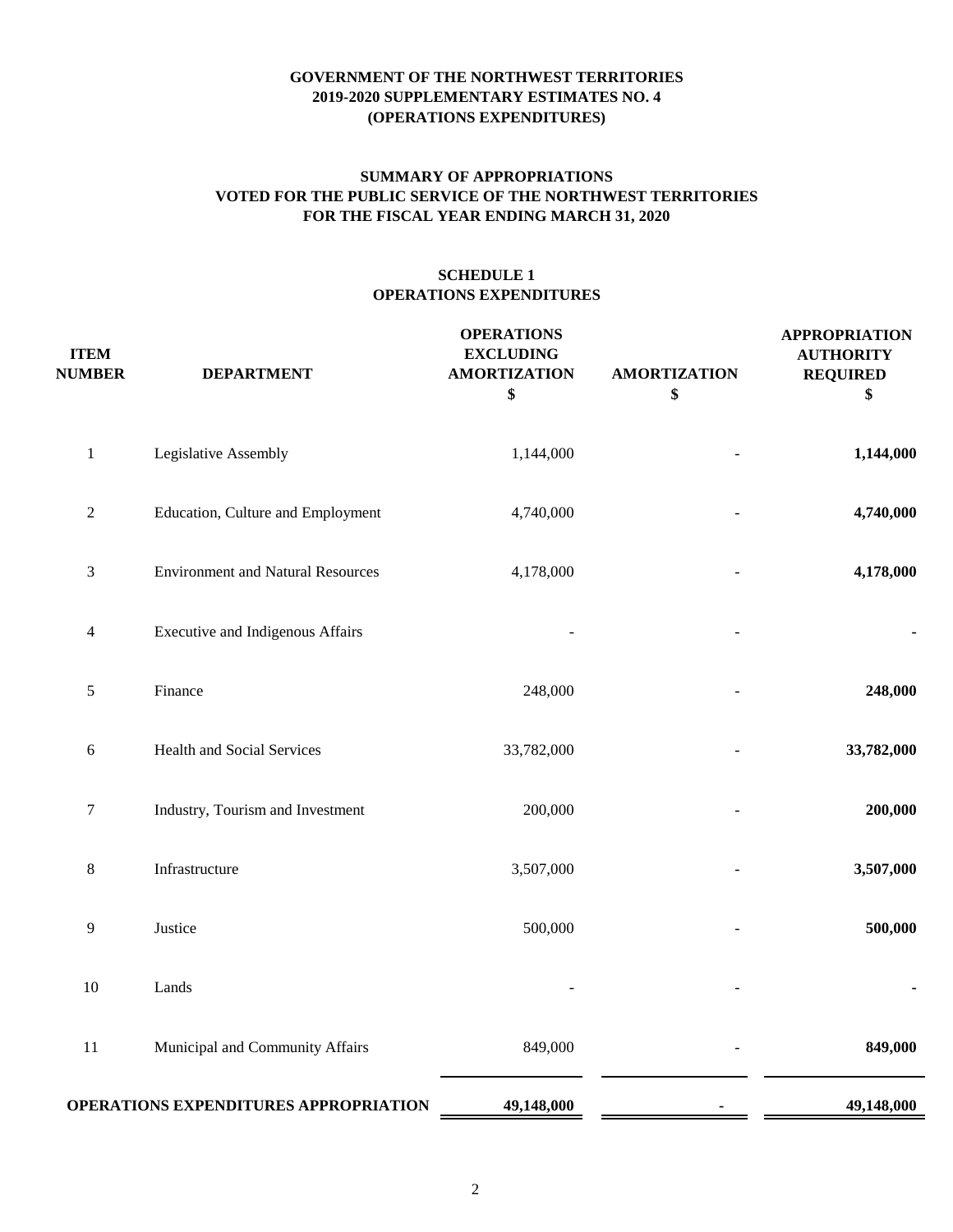**GOVERNMENT OF THE NORTHWEST TERRITORIES**
**2019-2020 SUPPLEMENTARY ESTIMATES NO. 4**
**(OPERATIONS EXPENDITURES)**

**SUMMARY OF APPROPRIATIONS**
**VOTED FOR THE PUBLIC SERVICE OF THE NORTHWEST TERRITORIES**
**FOR THE FISCAL YEAR ENDING MARCH 31, 2020**

**SCHEDULE 1**
**OPERATIONS EXPENDITURES**

| ITEM NUMBER | DEPARTMENT | OPERATIONS EXCLUDING AMORTIZATION $ | AMORTIZATION $ | APPROPRIATION AUTHORITY REQUIRED $ |
|---|---|---|---|---|
| 1 | Legislative Assembly | 1,144,000 | - | **1,144,000** |
| 2 | Education, Culture and Employment | 4,740,000 | - | **4,740,000** |
| 3 | Environment and Natural Resources | 4,178,000 | - | **4,178,000** |
| 4 | Executive and Indigenous Affairs | - | - | **-** |
| 5 | Finance | 248,000 | - | **248,000** |
| 6 | Health and Social Services | 33,782,000 | - | **33,782,000** |
| 7 | Industry, Tourism and Investment | 200,000 | - | **200,000** |
| 8 | Infrastructure | 3,507,000 | - | **3,507,000** |
| 9 | Justice | 500,000 | - | **500,000** |
| 10 | Lands | - | - | **-** |
| 11 | Municipal and Community Affairs | 849,000 | - | **849,000** |
| | **OPERATIONS EXPENDITURES APPROPRIATION** | **49,148,000** | **-** | **49,148,000** |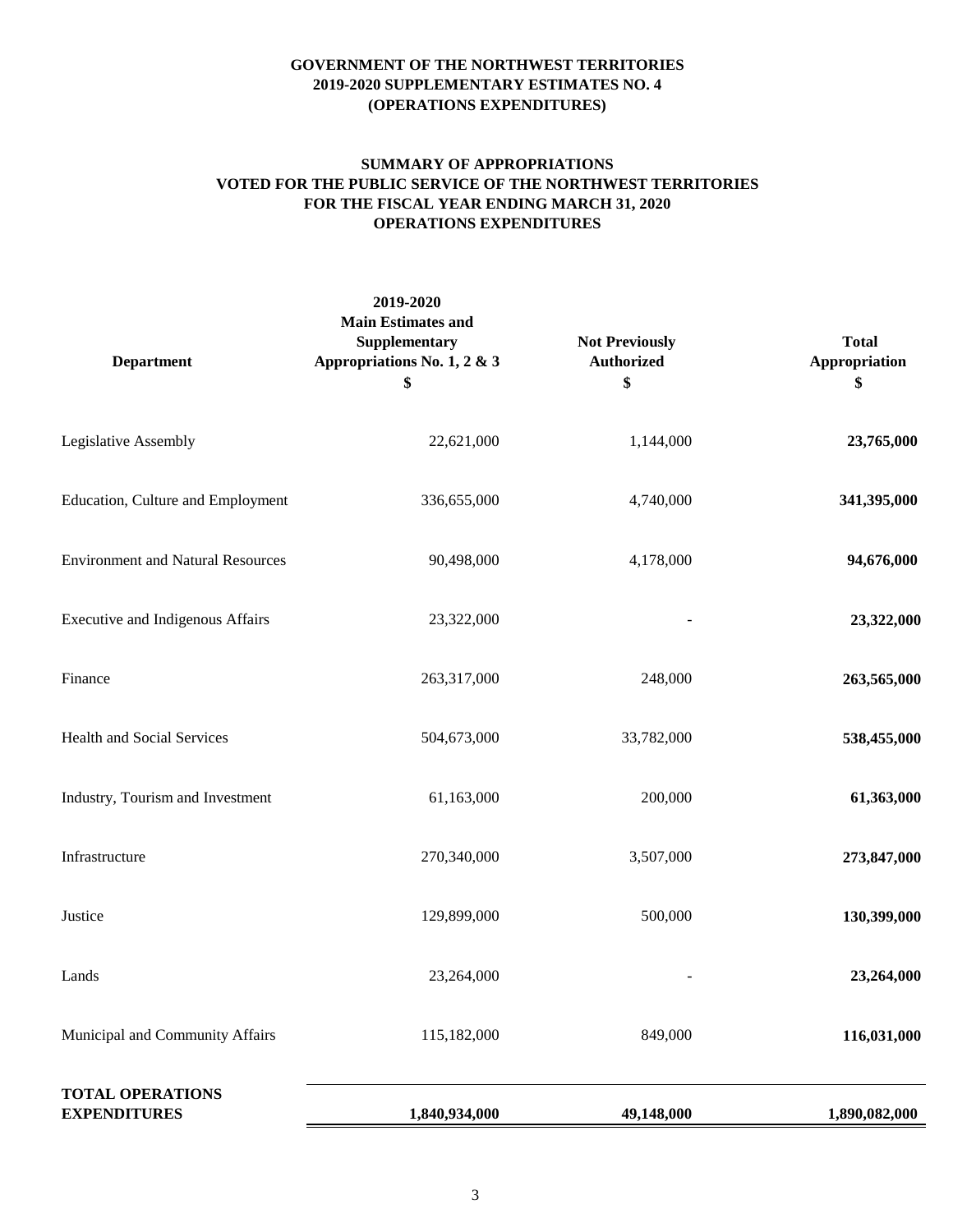# GOVERNMENT OF THE NORTHWEST TERRITORIES
## 2019-2020 SUPPLEMENTARY ESTIMATES NO. 4
## (OPERATIONS EXPENDITURES)

### SUMMARY OF APPROPRIATIONS
### VOTED FOR THE PUBLIC SERVICE OF THE NORTHWEST TERRITORIES
### FOR THE FISCAL YEAR ENDING MARCH 31, 2020
### OPERATIONS EXPENDITURES

| Department | 2019-2020 Main Estimates and Supplementary Appropriations No. 1, 2 & 3 $ | Not Previously Authorized $ | Total Appropriation $ |
|---|---|---|---|
| Legislative Assembly | 22,621,000 | 1,144,000 | **23,765,000** |
| Education, Culture and Employment | 336,655,000 | 4,740,000 | **341,395,000** |
| Environment and Natural Resources | 90,498,000 | 4,178,000 | **94,676,000** |
| Executive and Indigenous Affairs | 23,322,000 | - | **23,322,000** |
| Finance | 263,317,000 | 248,000 | **263,565,000** |
| Health and Social Services | 504,673,000 | 33,782,000 | **538,455,000** |
| Industry, Tourism and Investment | 61,163,000 | 200,000 | **61,363,000** |
| Infrastructure | 270,340,000 | 3,507,000 | **273,847,000** |
| Justice | 129,899,000 | 500,000 | **130,399,000** |
| Lands | 23,264,000 | - | **23,264,000** |
| Municipal and Community Affairs | 115,182,000 | 849,000 | **116,031,000** |
| **TOTAL OPERATIONS EXPENDITURES** | **1,840,934,000** | **49,148,000** | **1,890,082,000** |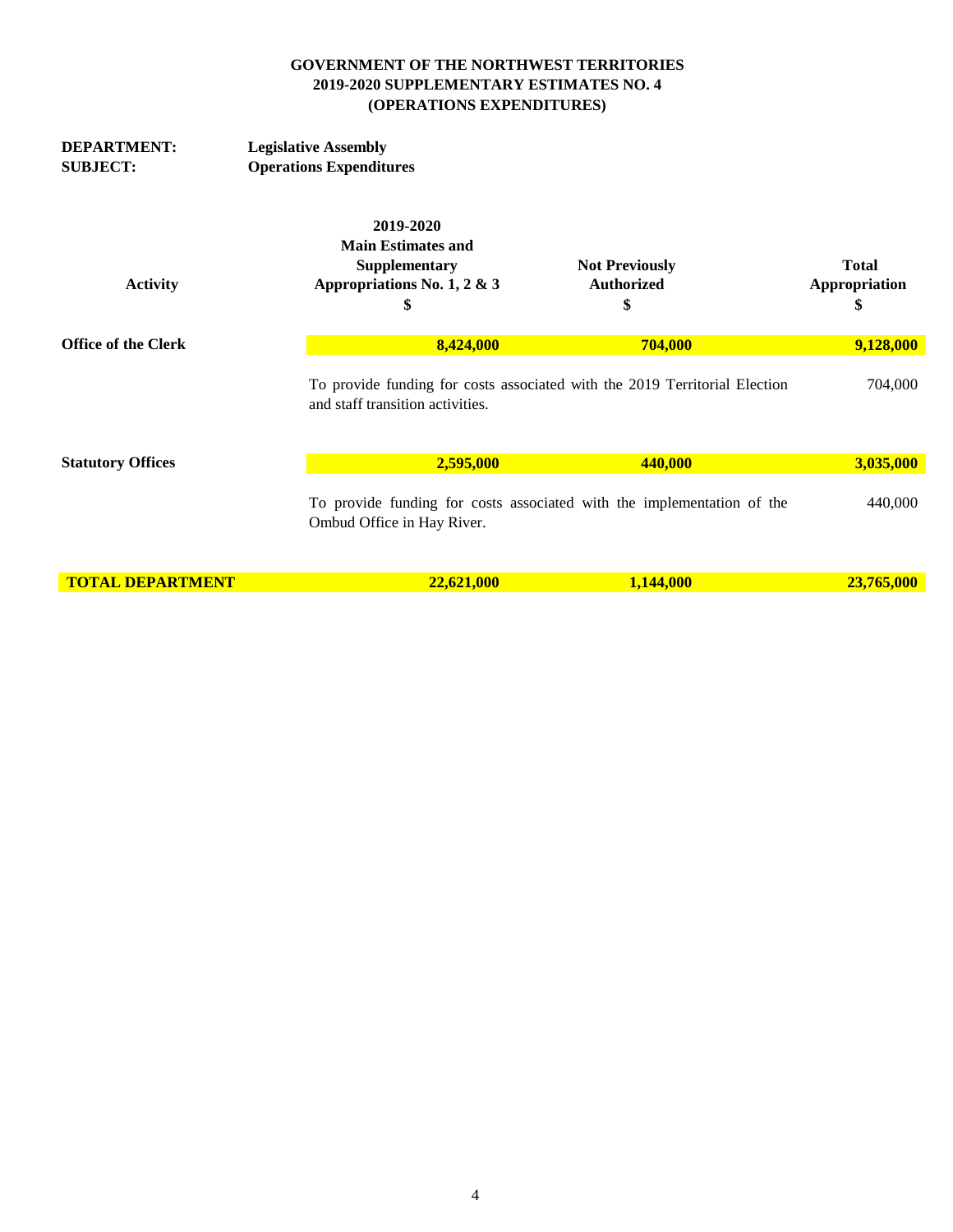**GOVERNMENT OF THE NORTHWEST TERRITORIES**
**2019-2020 SUPPLEMENTARY ESTIMATES NO. 4**
**(OPERATIONS EXPENDITURES)**

**DEPARTMENT:** **Legislative Assembly**
**SUBJECT:** **Operations Expenditures**

| Activity | 2019-2020 Main Estimates and Supplementary Appropriations No. 1, 2 & 3 $ | Not Previously Authorized $ | Total Appropriation $ |
|---|---|---|---|
| **Office of the Clerk** | **8,424,000** | **704,000** | **9,128,000** |
| | To provide funding for costs associated with the 2019 Territorial Election and staff transition activities. | | 704,000 |
| **Statutory Offices** | **2,595,000** | **440,000** | **3,035,000** |
| | To provide funding for costs associated with the implementation of the Ombud Office in Hay River. | | 440,000 |
| **TOTAL DEPARTMENT** | **22,621,000** | **1,144,000** | **23,765,000** |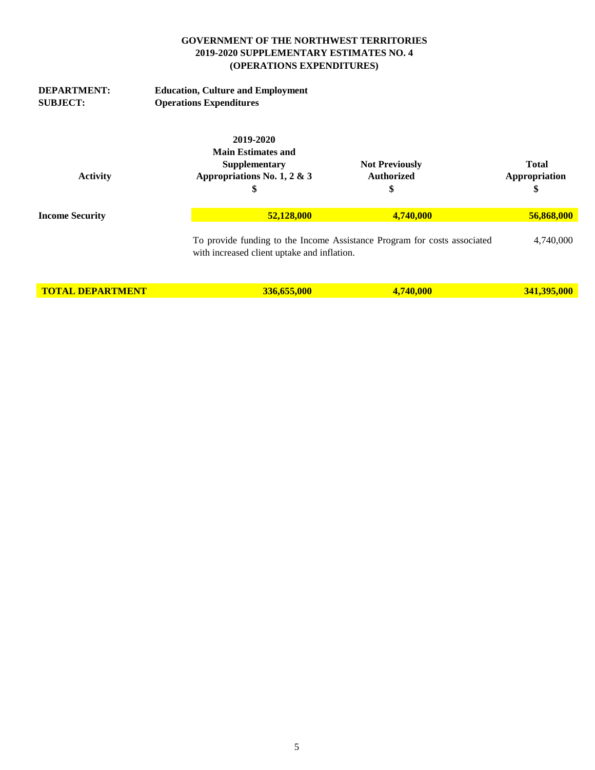**GOVERNMENT OF THE NORTHWEST TERRITORIES**
**2019-2020 SUPPLEMENTARY ESTIMATES NO. 4**
**(OPERATIONS EXPENDITURES)**

**DEPARTMENT:** **Education, Culture and Employment**
**SUBJECT:** **Operations Expenditures**

| Activity | 2019-2020 Main Estimates and Supplementary Appropriations No. 1, 2 & 3 $ | Not Previously Authorized $ | Total Appropriation $ |
|---|---|---|---|
| **Income Security** | **52,128,000** | **4,740,000** | **56,868,000** |
| | To provide funding to the Income Assistance Program for costs associated with increased client uptake and inflation. | | 4,740,000 |
| **TOTAL DEPARTMENT** | **336,655,000** | **4,740,000** | **341,395,000** |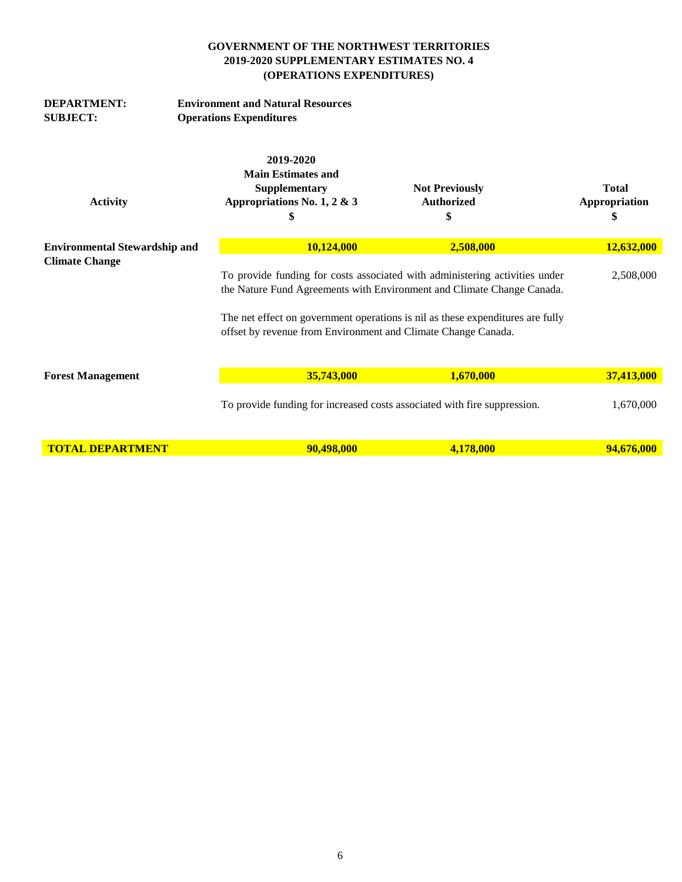**GOVERNMENT OF THE NORTHWEST TERRITORIES**
**2019-2020 SUPPLEMENTARY ESTIMATES NO. 4**
**(OPERATIONS EXPENDITURES)**

**DEPARTMENT:** **Environment and Natural Resources**
**SUBJECT:** **Operations Expenditures**

| Activity | 2019-2020 Main Estimates and Supplementary Appropriations No. 1, 2 & 3 $ | Not Previously Authorized $ | Total Appropriation $ |
|---|---|---|---|
| **Environmental Stewardship and Climate Change** | **10,124,000** | **2,508,000** | **12,632,000** |
| | To provide funding for costs associated with administering activities under the Nature Fund Agreements with Environment and Climate Change Canada. | | 2,508,000 |
| | The net effect on government operations is nil as these expenditures are fully offset by revenue from Environment and Climate Change Canada. | | |
| **Forest Management** | **35,743,000** | **1,670,000** | **37,413,000** |
| | To provide funding for increased costs associated with fire suppression. | | 1,670,000 |
| **TOTAL DEPARTMENT** | **90,498,000** | **4,178,000** | **94,676,000** |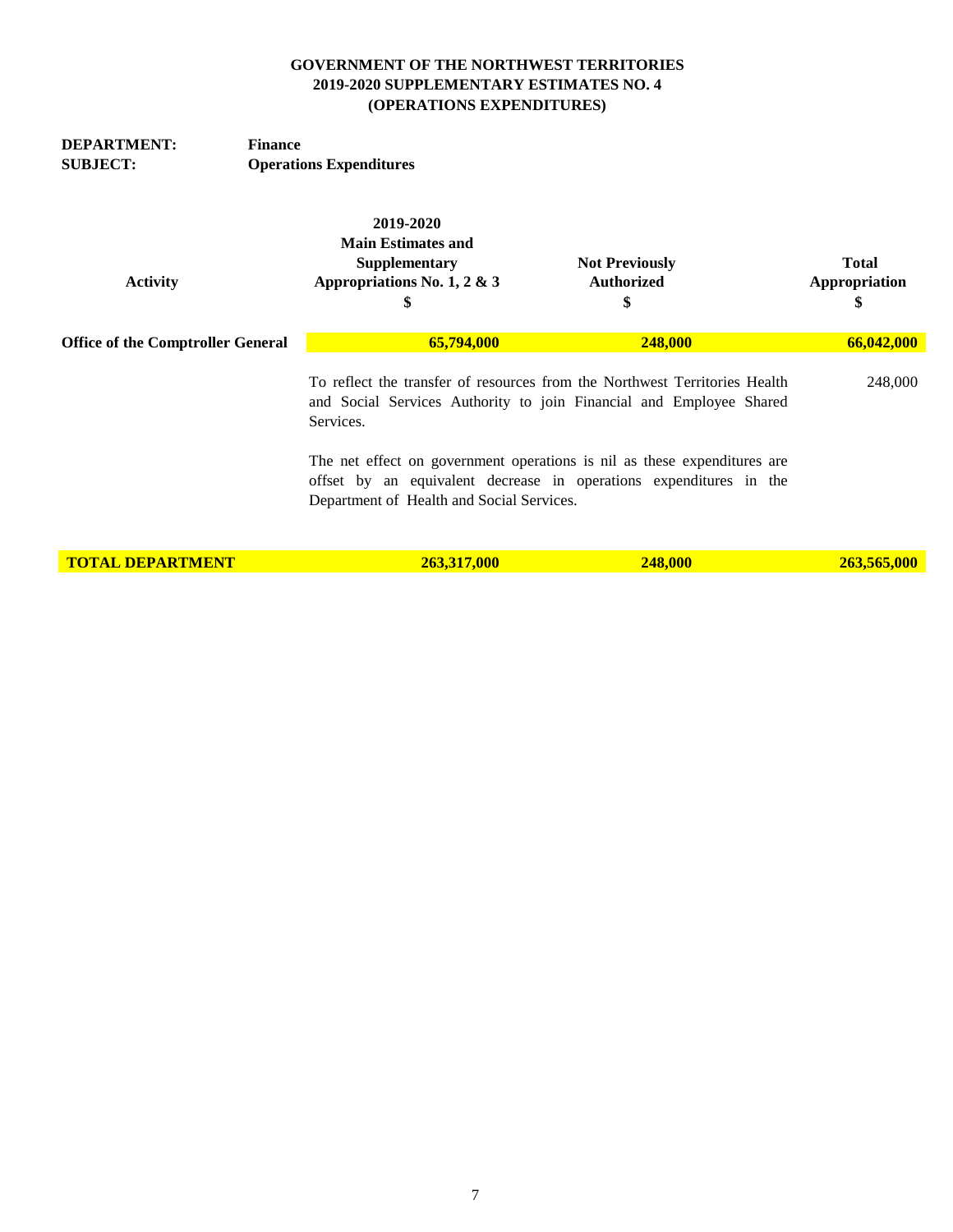**GOVERNMENT OF THE NORTHWEST TERRITORIES**
**2019-2020 SUPPLEMENTARY ESTIMATES NO. 4**
**(OPERATIONS EXPENDITURES)**

**DEPARTMENT:** **Finance**
**SUBJECT:** **Operations Expenditures**

| Activity | 2019-2020 Main Estimates and Supplementary Appropriations No. 1, 2 & 3 $ | Not Previously Authorized $ | Total Appropriation $ |
|---|---|---|---|
| **Office of the Comptroller General** | **65,794,000** | **248,000** | **66,042,000** |
| | To reflect the transfer of resources from the Northwest Territories Health and Social Services Authority to join Financial and Employee Shared Services. | | 248,000 |
| | The net effect on government operations is nil as these expenditures are offset by an equivalent decrease in operations expenditures in the Department of Health and Social Services. | | |
| **TOTAL DEPARTMENT** | **263,317,000** | **248,000** | **263,565,000** |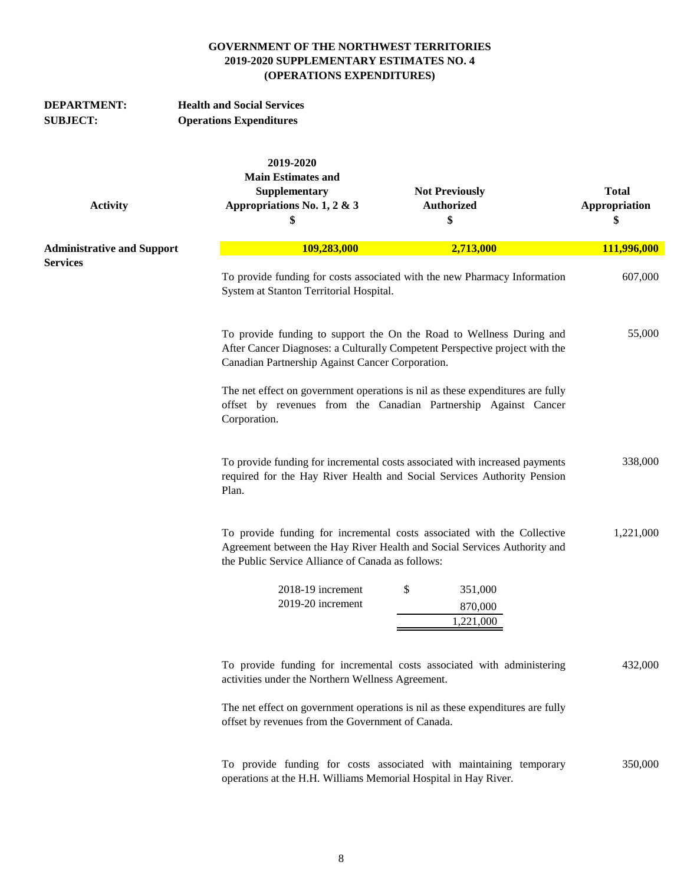**GOVERNMENT OF THE NORTHWEST TERRITORIES**
**2019-2020 SUPPLEMENTARY ESTIMATES NO. 4**
**(OPERATIONS EXPENDITURES)**

**DEPARTMENT:** **Health and Social Services**
**SUBJECT:** **Operations Expenditures**

| Activity | 2019-2020 Main Estimates and Supplementary Appropriations No. 1, 2 & 3 $ | Not Previously Authorized $ | Total Appropriation $ |
|---|---|---|---|
| **Administrative and Support Services** | **109,283,000** | **2,713,000** | **111,996,000** |

To provide funding for costs associated with the new Pharmacy Information System at Stanton Territorial Hospital. — 607,000

To provide funding to support the On the Road to Wellness During and After Cancer Diagnoses: a Culturally Competent Perspective project with the Canadian Partnership Against Cancer Corporation. — 55,000

The net effect on government operations is nil as these expenditures are fully offset by revenues from the Canadian Partnership Against Cancer Corporation.

To provide funding for incremental costs associated with increased payments required for the Hay River Health and Social Services Authority Pension Plan. — 338,000

To provide funding for incremental costs associated with the Collective Agreement between the Hay River Health and Social Services Authority and the Public Service Alliance of Canada as follows: — 1,221,000

| | $ |
|---|---|
| 2018-19 increment | 351,000 |
| 2019-20 increment | 870,000 |
| | 1,221,000 |

To provide funding for incremental costs associated with administering activities under the Northern Wellness Agreement. — 432,000

The net effect on government operations is nil as these expenditures are fully offset by revenues from the Government of Canada.

To provide funding for costs associated with maintaining temporary operations at the H.H. Williams Memorial Hospital in Hay River. — 350,000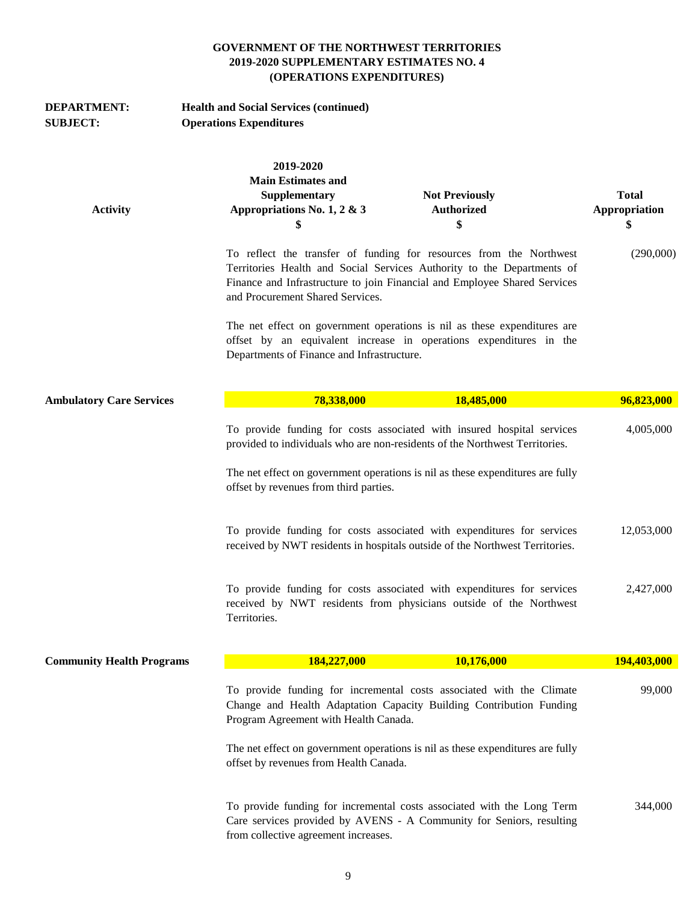**GOVERNMENT OF THE NORTHWEST TERRITORIES**
**2019-2020 SUPPLEMENTARY ESTIMATES NO. 4**
**(OPERATIONS EXPENDITURES)**

**DEPARTMENT:** **Health and Social Services (continued)**
**SUBJECT:** **Operations Expenditures**

| Activity | 2019-2020 Main Estimates and Supplementary Appropriations No. 1, 2 & 3 $ | Not Previously Authorized $ | Total Appropriation $ |
|---|---|---|---|
| | To reflect the transfer of funding for resources from the Northwest Territories Health and Social Services Authority to the Departments of Finance and Infrastructure to join Financial and Employee Shared Services and Procurement Shared Services.<br><br>The net effect on government operations is nil as these expenditures are offset by an equivalent increase in operations expenditures in the Departments of Finance and Infrastructure. | | (290,000) |
| **Ambulatory Care Services** | **78,338,000** | **18,485,000** | **96,823,000** |
| | To provide funding for costs associated with insured hospital services provided to individuals who are non-residents of the Northwest Territories.<br><br>The net effect on government operations is nil as these expenditures are fully offset by revenues from third parties. | | 4,005,000 |
| | To provide funding for costs associated with expenditures for services received by NWT residents in hospitals outside of the Northwest Territories. | | 12,053,000 |
| | To provide funding for costs associated with expenditures for services received by NWT residents from physicians outside of the Northwest Territories. | | 2,427,000 |
| **Community Health Programs** | **184,227,000** | **10,176,000** | **194,403,000** |
| | To provide funding for incremental costs associated with the Climate Change and Health Adaptation Capacity Building Contribution Funding Program Agreement with Health Canada.<br><br>The net effect on government operations is nil as these expenditures are fully offset by revenues from Health Canada. | | 99,000 |
| | To provide funding for incremental costs associated with the Long Term Care services provided by AVENS - A Community for Seniors, resulting from collective agreement increases. | | 344,000 |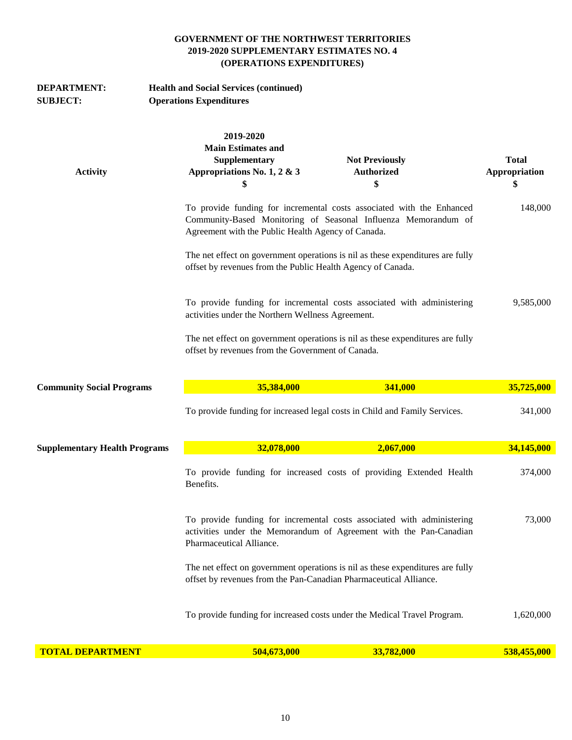**GOVERNMENT OF THE NORTHWEST TERRITORIES**
**2019-2020 SUPPLEMENTARY ESTIMATES NO. 4**
**(OPERATIONS EXPENDITURES)**

**DEPARTMENT:** **Health and Social Services (continued)**
**SUBJECT:** **Operations Expenditures**

| Activity | 2019-2020 Main Estimates and Supplementary Appropriations No. 1, 2 & 3 $ | Not Previously Authorized $ | Total Appropriation $ |
|---|---|---|---|
| | To provide funding for incremental costs associated with the Enhanced Community-Based Monitoring of Seasonal Influenza Memorandum of Agreement with the Public Health Agency of Canada. | | 148,000 |
| | The net effect on government operations is nil as these expenditures are fully offset by revenues from the Public Health Agency of Canada. | | |
| | To provide funding for incremental costs associated with administering activities under the Northern Wellness Agreement. | | 9,585,000 |
| | The net effect on government operations is nil as these expenditures are fully offset by revenues from the Government of Canada. | | |
| **Community Social Programs** | **35,384,000** | **341,000** | **35,725,000** |
| | To provide funding for increased legal costs in Child and Family Services. | | 341,000 |
| **Supplementary Health Programs** | **32,078,000** | **2,067,000** | **34,145,000** |
| | To provide funding for increased costs of providing Extended Health Benefits. | | 374,000 |
| | To provide funding for incremental costs associated with administering activities under the Memorandum of Agreement with the Pan-Canadian Pharmaceutical Alliance. | | 73,000 |
| | The net effect on government operations is nil as these expenditures are fully offset by revenues from the Pan-Canadian Pharmaceutical Alliance. | | |
| | To provide funding for increased costs under the Medical Travel Program. | | 1,620,000 |
| **TOTAL DEPARTMENT** | **504,673,000** | **33,782,000** | **538,455,000** |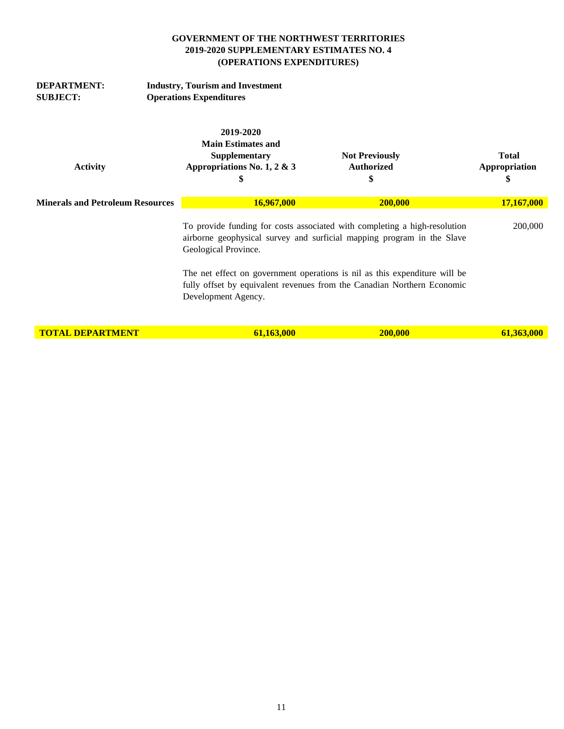**GOVERNMENT OF THE NORTHWEST TERRITORIES**
**2019-2020 SUPPLEMENTARY ESTIMATES NO. 4**
**(OPERATIONS EXPENDITURES)**

**DEPARTMENT:** **Industry, Tourism and Investment**
**SUBJECT:** **Operations Expenditures**

| Activity | 2019-2020 Main Estimates and Supplementary Appropriations No. 1, 2 & 3 $ | Not Previously Authorized $ | Total Appropriation $ |
|---|---|---|---|
| **Minerals and Petroleum Resources** | **16,967,000** | **200,000** | **17,167,000** |
| | To provide funding for costs associated with completing a high-resolution airborne geophysical survey and surficial mapping program in the Slave Geological Province. | | 200,000 |
| | The net effect on government operations is nil as this expenditure will be fully offset by equivalent revenues from the Canadian Northern Economic Development Agency. | | |
| **TOTAL DEPARTMENT** | **61,163,000** | **200,000** | **61,363,000** |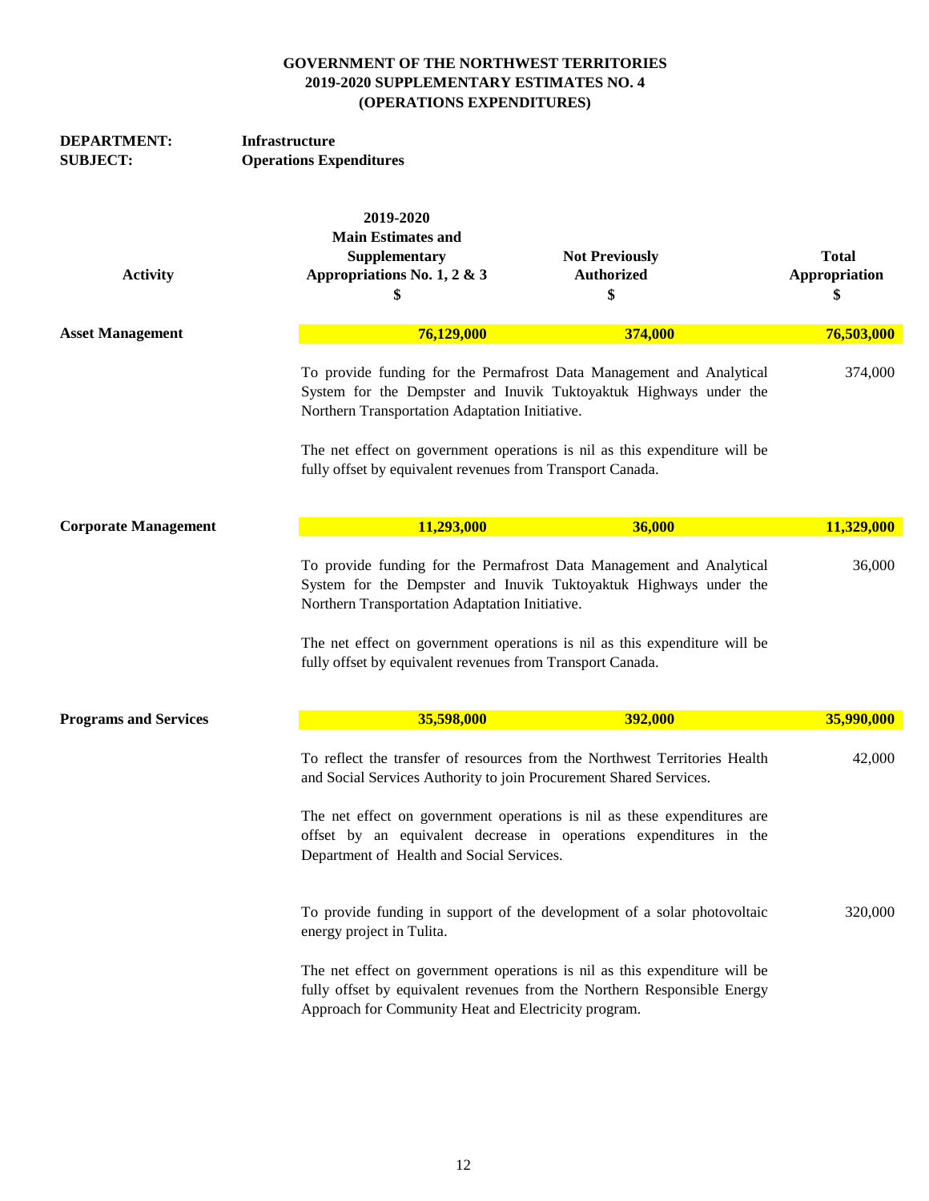**GOVERNMENT OF THE NORTHWEST TERRITORIES**
**2019-2020 SUPPLEMENTARY ESTIMATES NO. 4**
**(OPERATIONS EXPENDITURES)**

**DEPARTMENT:** **Infrastructure**
**SUBJECT:** **Operations Expenditures**

| Activity | 2019-2020 Main Estimates and Supplementary Appropriations No. 1, 2 & 3 $ | Not Previously Authorized $ | Total Appropriation $ |
|---|---|---|---|
| **Asset Management** | **76,129,000** | **374,000** | **76,503,000** |
| | To provide funding for the Permafrost Data Management and Analytical System for the Dempster and Inuvik Tuktoyaktuk Highways under the Northern Transportation Adaptation Initiative.<br><br>The net effect on government operations is nil as this expenditure will be fully offset by equivalent revenues from Transport Canada. | | 374,000 |
| **Corporate Management** | **11,293,000** | **36,000** | **11,329,000** |
| | To provide funding for the Permafrost Data Management and Analytical System for the Dempster and Inuvik Tuktoyaktuk Highways under the Northern Transportation Adaptation Initiative.<br><br>The net effect on government operations is nil as this expenditure will be fully offset by equivalent revenues from Transport Canada. | | 36,000 |
| **Programs and Services** | **35,598,000** | **392,000** | **35,990,000** |
| | To reflect the transfer of resources from the Northwest Territories Health and Social Services Authority to join Procurement Shared Services.<br><br>The net effect on government operations is nil as these expenditures are offset by an equivalent decrease in operations expenditures in the Department of Health and Social Services. | | 42,000 |
| | To provide funding in support of the development of a solar photovoltaic energy project in Tulita.<br><br>The net effect on government operations is nil as this expenditure will be fully offset by equivalent revenues from the Northern Responsible Energy Approach for Community Heat and Electricity program. | | 320,000 |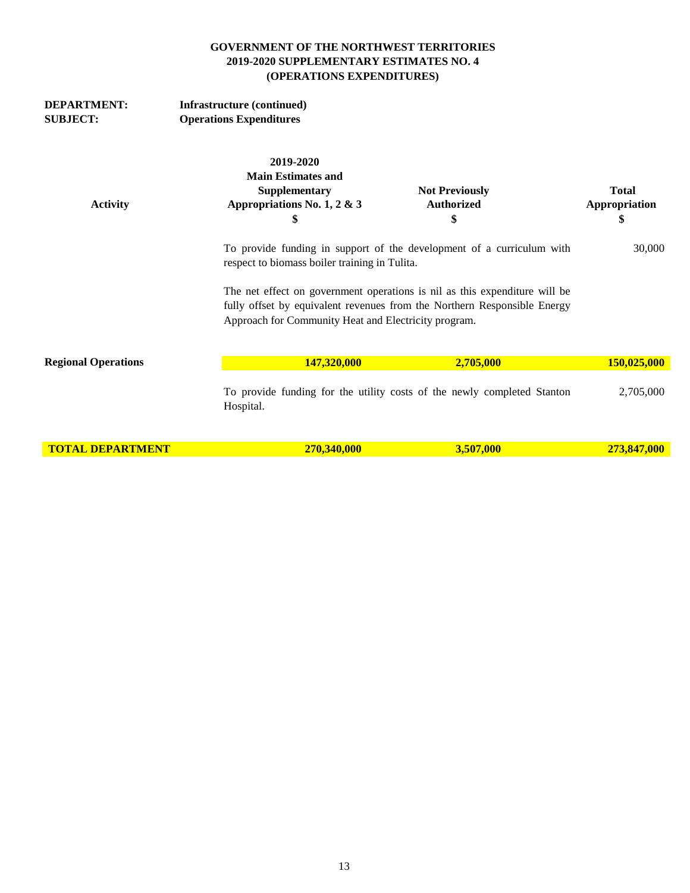**GOVERNMENT OF THE NORTHWEST TERRITORIES**
**2019-2020 SUPPLEMENTARY ESTIMATES NO. 4**
**(OPERATIONS EXPENDITURES)**

**DEPARTMENT:** **Infrastructure (continued)**
**SUBJECT:** **Operations Expenditures**

| Activity | 2019-2020 Main Estimates and Supplementary Appropriations No. 1, 2 & 3 $ | Not Previously Authorized $ | Total Appropriation $ |
|---|---|---|---|
| | To provide funding in support of the development of a curriculum with respect to biomass boiler training in Tulita. | | 30,000 |
| | The net effect on government operations is nil as this expenditure will be fully offset by equivalent revenues from the Northern Responsible Energy Approach for Community Heat and Electricity program. | | |
| **Regional Operations** | **147,320,000** | **2,705,000** | **150,025,000** |
| | To provide funding for the utility costs of the newly completed Stanton Hospital. | | 2,705,000 |
| **TOTAL DEPARTMENT** | **270,340,000** | **3,507,000** | **273,847,000** |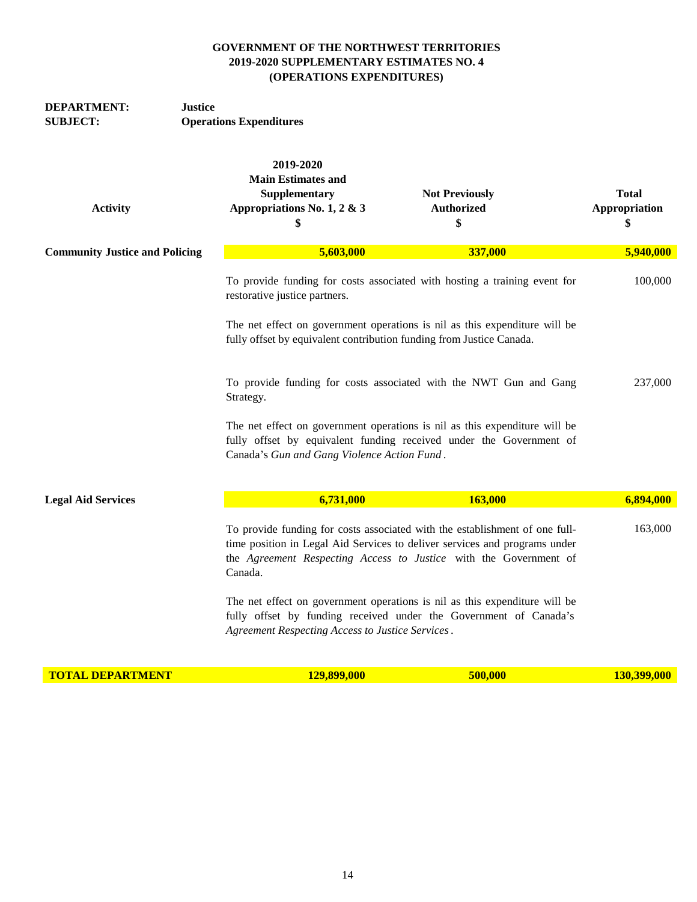**GOVERNMENT OF THE NORTHWEST TERRITORIES**
**2019-2020 SUPPLEMENTARY ESTIMATES NO. 4**
**(OPERATIONS EXPENDITURES)**

**DEPARTMENT:** **Justice**
**SUBJECT:** **Operations Expenditures**

| Activity | 2019-2020 Main Estimates and Supplementary Appropriations No. 1, 2 & 3 $ | Not Previously Authorized $ | Total Appropriation $ |
|---|---|---|---|
| **Community Justice and Policing** | **5,603,000** | **337,000** | **5,940,000** |
| | To provide funding for costs associated with hosting a training event for restorative justice partners. | | 100,000 |
| | The net effect on government operations is nil as this expenditure will be fully offset by equivalent contribution funding from Justice Canada. | | |
| | To provide funding for costs associated with the NWT Gun and Gang Strategy. | | 237,000 |
| | The net effect on government operations is nil as this expenditure will be fully offset by equivalent funding received under the Government of Canada's *Gun and Gang Violence Action Fund*. | | |
| **Legal Aid Services** | **6,731,000** | **163,000** | **6,894,000** |
| | To provide funding for costs associated with the establishment of one full-time position in Legal Aid Services to deliver services and programs under the *Agreement Respecting Access to Justice* with the Government of Canada. | | 163,000 |
| | The net effect on government operations is nil as this expenditure will be fully offset by funding received under the Government of Canada's *Agreement Respecting Access to Justice Services*. | | |
| **TOTAL DEPARTMENT** | **129,899,000** | **500,000** | **130,399,000** |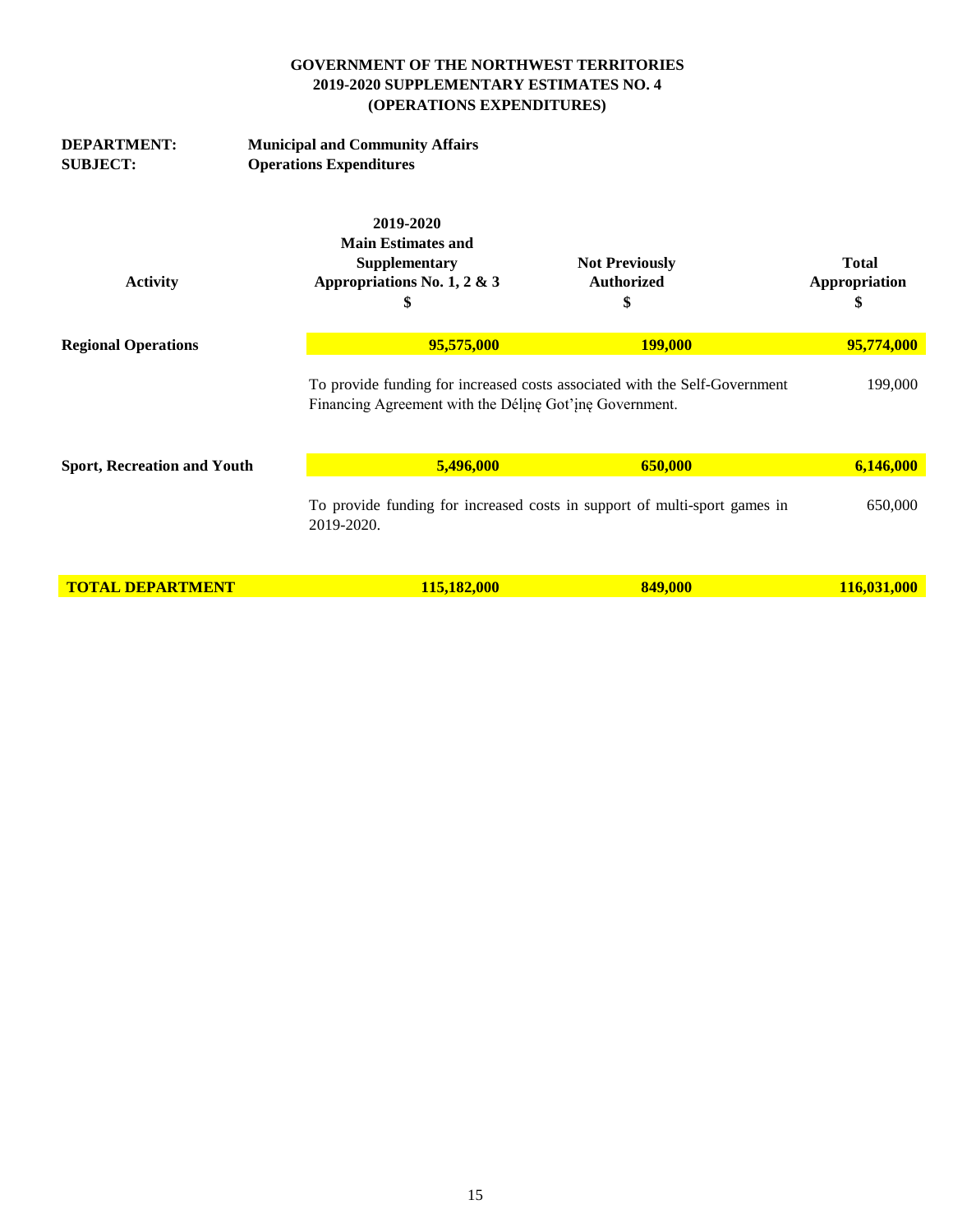**GOVERNMENT OF THE NORTHWEST TERRITORIES**
**2019-2020 SUPPLEMENTARY ESTIMATES NO. 4**
**(OPERATIONS EXPENDITURES)**

**DEPARTMENT:** Municipal and Community Affairs
**SUBJECT:** Operations Expenditures

| Activity | 2019-2020 Main Estimates and Supplementary Appropriations No. 1, 2 & 3 $ | Not Previously Authorized $ | Total Appropriation $ |
|---|---|---|---|
| **Regional Operations** | **95,575,000** | **199,000** | **95,774,000** |
| | To provide funding for increased costs associated with the Self-Government Financing Agreement with the Délı̨nę Got'ı̨nę Government. | | 199,000 |
| **Sport, Recreation and Youth** | **5,496,000** | **650,000** | **6,146,000** |
| | To provide funding for increased costs in support of multi-sport games in 2019-2020. | | 650,000 |
| **TOTAL DEPARTMENT** | **115,182,000** | **849,000** | **116,031,000** |